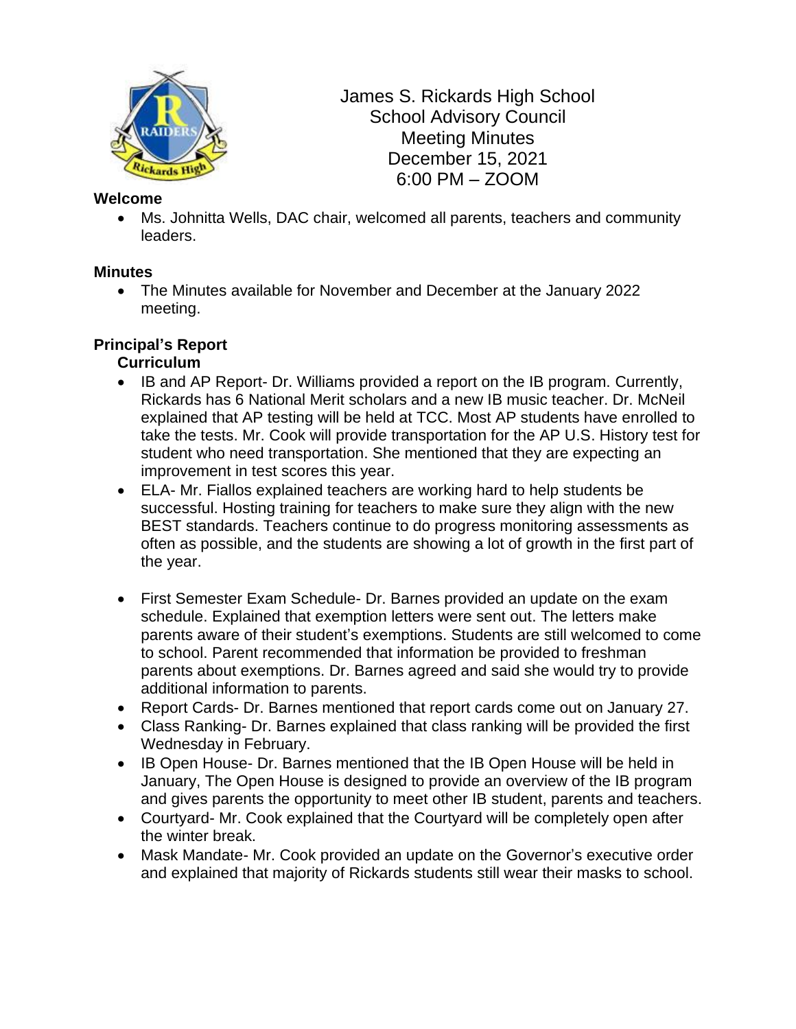# James S. Rickards High School
# School Advisory Council
# Meeting Minutes
# December 15, 2021
# 6:00 PM – ZOOM

**Welcome**

- Ms. Johnitta Wells, DAC chair, welcomed all parents, teachers and community leaders.

**Minutes**

- The Minutes available for November and December at the January 2022 meeting.

**Principal's Report**

**Curriculum**

- IB and AP Report- Dr. Williams provided a report on the IB program. Currently, Rickards has 6 National Merit scholars and a new IB music teacher. Dr. McNeil explained that AP testing will be held at TCC. Most AP students have enrolled to take the tests. Mr. Cook will provide transportation for the AP U.S. History test for student who need transportation. She mentioned that they are expecting an improvement in test scores this year.
- ELA- Mr. Fiallos explained teachers are working hard to help students be successful. Hosting training for teachers to make sure they align with the new BEST standards. Teachers continue to do progress monitoring assessments as often as possible, and the students are showing a lot of growth in the first part of the year.

- First Semester Exam Schedule- Dr. Barnes provided an update on the exam schedule. Explained that exemption letters were sent out. The letters make parents aware of their student's exemptions. Students are still welcomed to come to school. Parent recommended that information be provided to freshman parents about exemptions. Dr. Barnes agreed and said she would try to provide additional information to parents.
- Report Cards- Dr. Barnes mentioned that report cards come out on January 27.
- Class Ranking- Dr. Barnes explained that class ranking will be provided the first Wednesday in February.
- IB Open House- Dr. Barnes mentioned that the IB Open House will be held in January, The Open House is designed to provide an overview of the IB program and gives parents the opportunity to meet other IB student, parents and teachers.
- Courtyard- Mr. Cook explained that the Courtyard will be completely open after the winter break.
- Mask Mandate- Mr. Cook provided an update on the Governor's executive order and explained that majority of Rickards students still wear their masks to school.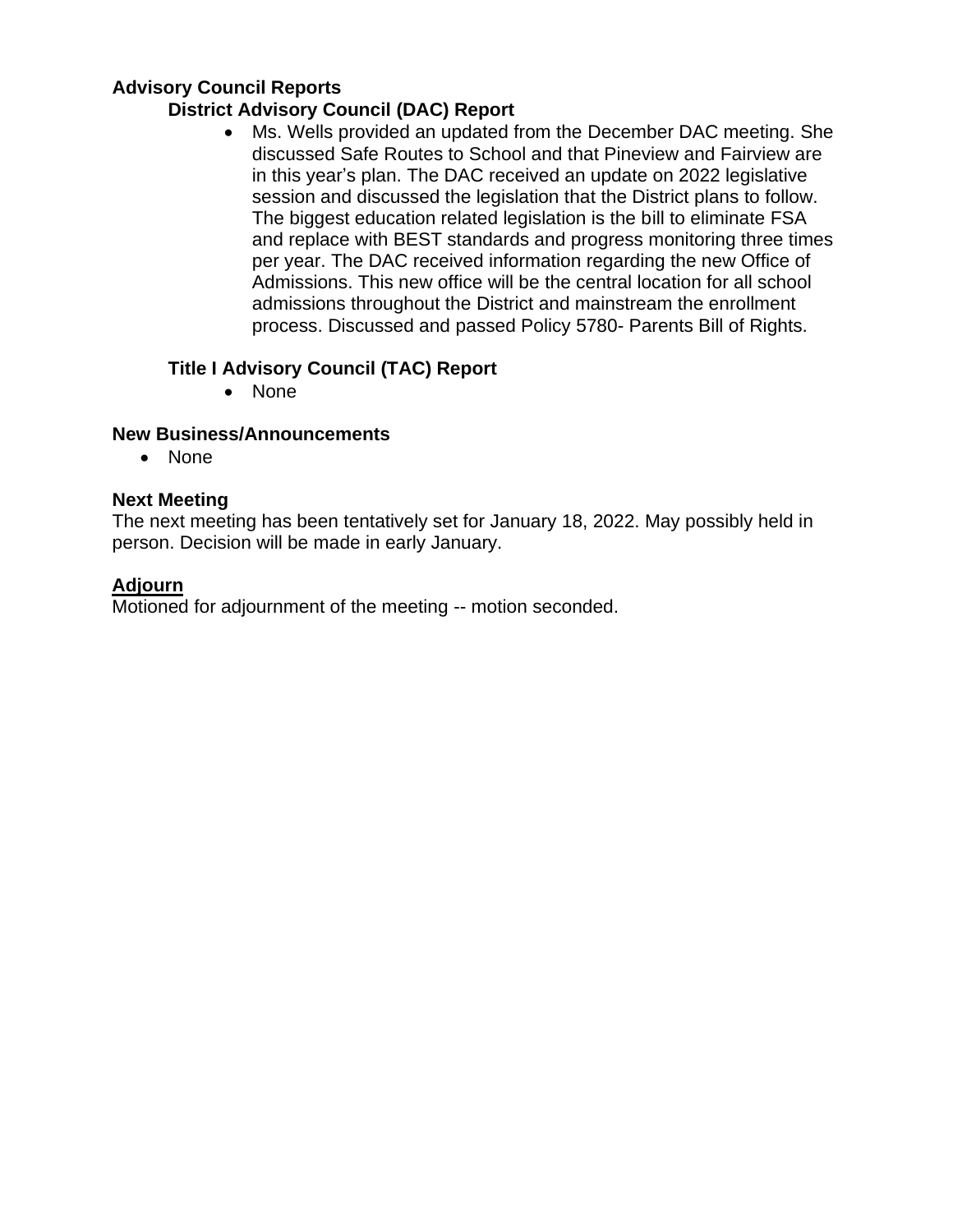## Advisory Council Reports

### District Advisory Council (DAC) Report

- Ms. Wells provided an updated from the December DAC meeting. She discussed Safe Routes to School and that Pineview and Fairview are in this year's plan. The DAC received an update on 2022 legislative session and discussed the legislation that the District plans to follow. The biggest education related legislation is the bill to eliminate FSA and replace with BEST standards and progress monitoring three times per year. The DAC received information regarding the new Office of Admissions. This new office will be the central location for all school admissions throughout the District and mainstream the enrollment process. Discussed and passed Policy 5780- Parents Bill of Rights.

### Title I Advisory Council (TAC) Report

- None

## New Business/Announcements

- None

## Next Meeting

The next meeting has been tentatively set for January 18, 2022. May possibly held in person. Decision will be made in early January.

## Adjourn

Motioned for adjournment of the meeting -- motion seconded.